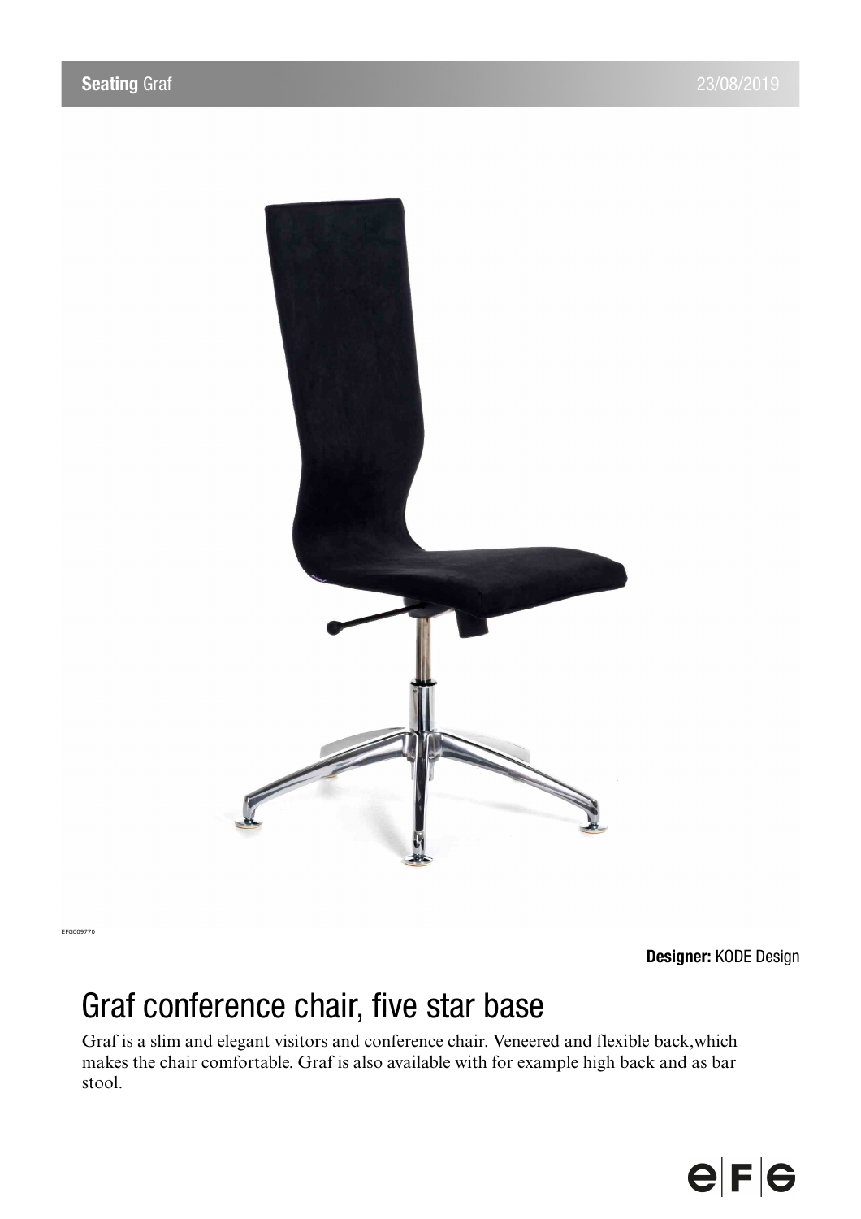**Seating** Graf

23/08/2019

EFG009770

**Designer:** KODE Design

# Graf conference chair, five star base

Graf is a slim and elegant visitors and conference chair. Veneered and flexible back,which makes the chair comfortable. Graf is also available with for example high back and as bar stool.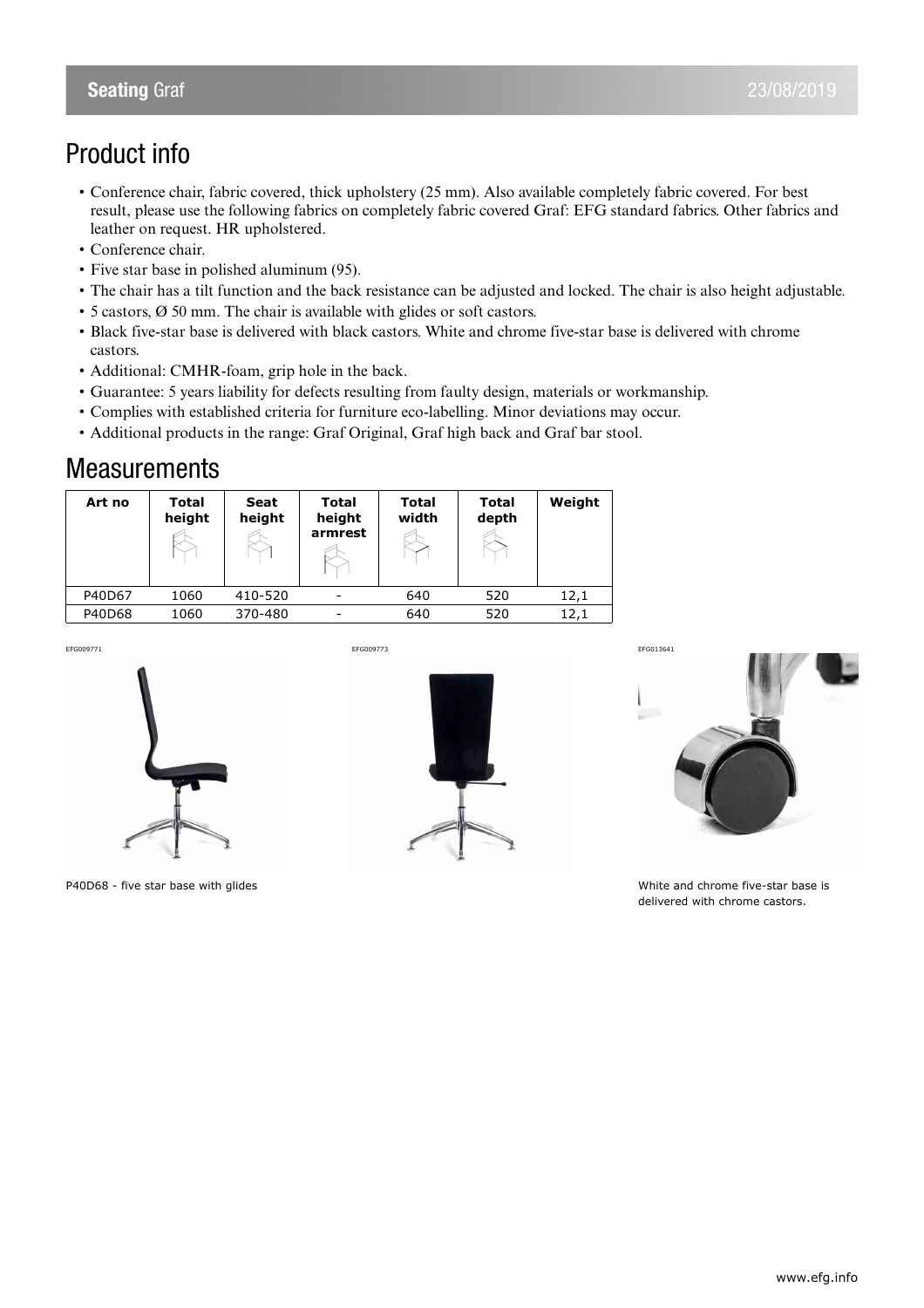## Product info

- Conference chair, fabric covered, thick upholstery (25 mm). Also available completely fabric covered. For best result, please use the following fabrics on completely fabric covered Graf: EFG standard fabrics. Other fabrics and leather on request. HR upholstered.
- Conference chair.
- Five star base in polished aluminum (95).
- The chair has a tilt function and the back resistance can be adjusted and locked. The chair is also height adjustable.
- 5 castors, Ø 50 mm. The chair is available with glides or soft castors.
- Black five-star base is delivered with black castors. White and chrome five-star base is delivered with chrome castors.
- Additional: CMHR-foam, grip hole in the back.
- Guarantee: 5 years liability for defects resulting from faulty design, materials or workmanship.
- Complies with established criteria for furniture eco-labelling. Minor deviations may occur.
- Additional products in the range: Graf Original, Graf high back and Graf bar stool.

## Measurements

| Art no | Total height | Seat height | Total height armrest | Total width | Total depth | Weight |
|---|---|---|---|---|---|---|
| P40D67 | 1060 | 410-520 | - | 640 | 520 | 12,1 |
| P40D68 | 1060 | 370-480 | - | 640 | 520 | 12,1 |

EFG009771

P40D68 - five star base with glides

EFG009773

EFG013641

White and chrome five-star base is delivered with chrome castors.